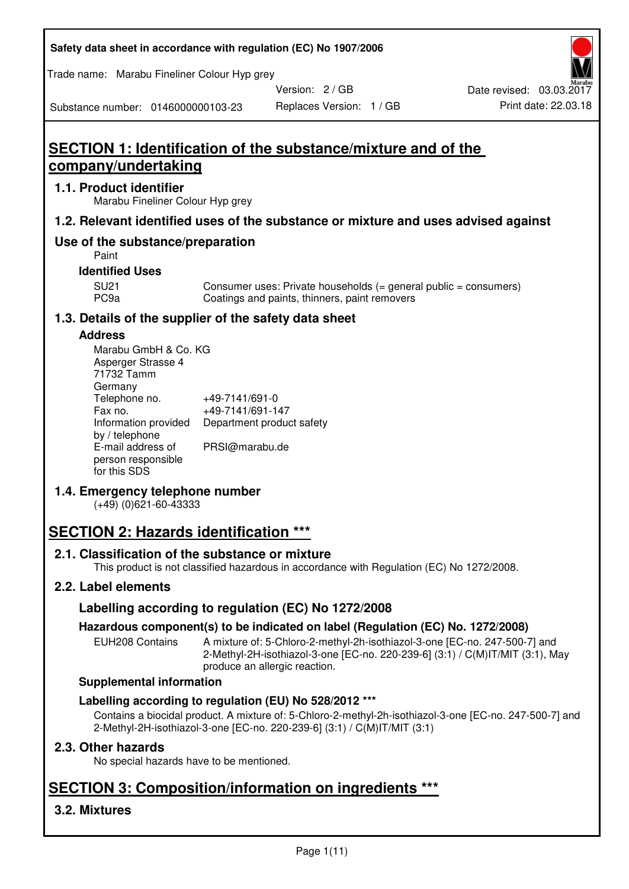Safety data sheet in accordance with regulation (EC) No 1907/2006

Trade name: Marabu Fineliner Colour Hyp grey

| Substance number: 0146000000103-23 | Version: 2 / GB | Date revised: 03.03.2017 |
| --- | --- | --- |
| | Replaces Version: 1 / GB | Print date: 22.03.18 |

# SECTION 1: Identification of the substance/mixture and of the company/undertaking

## 1.1. Product identifier

Marabu Fineliner Colour Hyp grey

## 1.2. Relevant identified uses of the substance or mixture and uses advised against

## Use of the substance/preparation

Paint

### Identified Uses

| | |
| --- | --- |
| SU21 | Consumer uses: Private households (= general public = consumers) |
| PC9a | Coatings and paints, thinners, paint removers |

## 1.3. Details of the supplier of the safety data sheet

### Address

Marabu GmbH & Co. KG
Asperger Strasse 4
71732 Tamm
Germany

| | |
| --- | --- |
| Telephone no. | +49-7141/691-0 |
| Fax no. | +49-7141/691-147 |
| Information provided by / telephone | Department product safety |
| E-mail address of person responsible for this SDS | PRSI@marabu.de |

## 1.4. Emergency telephone number

(+49) (0)621-60-43333

# SECTION 2: Hazards identification ***

## 2.1. Classification of the substance or mixture

This product is not classified hazardous in accordance with Regulation (EC) No 1272/2008.

## 2.2. Label elements

### Labelling according to regulation (EC) No 1272/2008

### Hazardous component(s) to be indicated on label (Regulation (EC) No. 1272/2008)

| | |
| --- | --- |
| EUH208 Contains | A mixture of: 5-Chloro-2-methyl-2h-isothiazol-3-one [EC-no. 247-500-7] and 2-Methyl-2H-isothiazol-3-one [EC-no. 220-239-6] (3:1) / C(M)IT/MIT (3:1), May produce an allergic reaction. |

### Supplemental information

### Labelling according to regulation (EU) No 528/2012 ***

Contains a biocidal product. A mixture of: 5-Chloro-2-methyl-2h-isothiazol-3-one [EC-no. 247-500-7] and 2-Methyl-2H-isothiazol-3-one [EC-no. 220-239-6] (3:1) / C(M)IT/MIT (3:1)

## 2.3. Other hazards

No special hazards have to be mentioned.

# SECTION 3: Composition/information on ingredients ***

## 3.2. Mixtures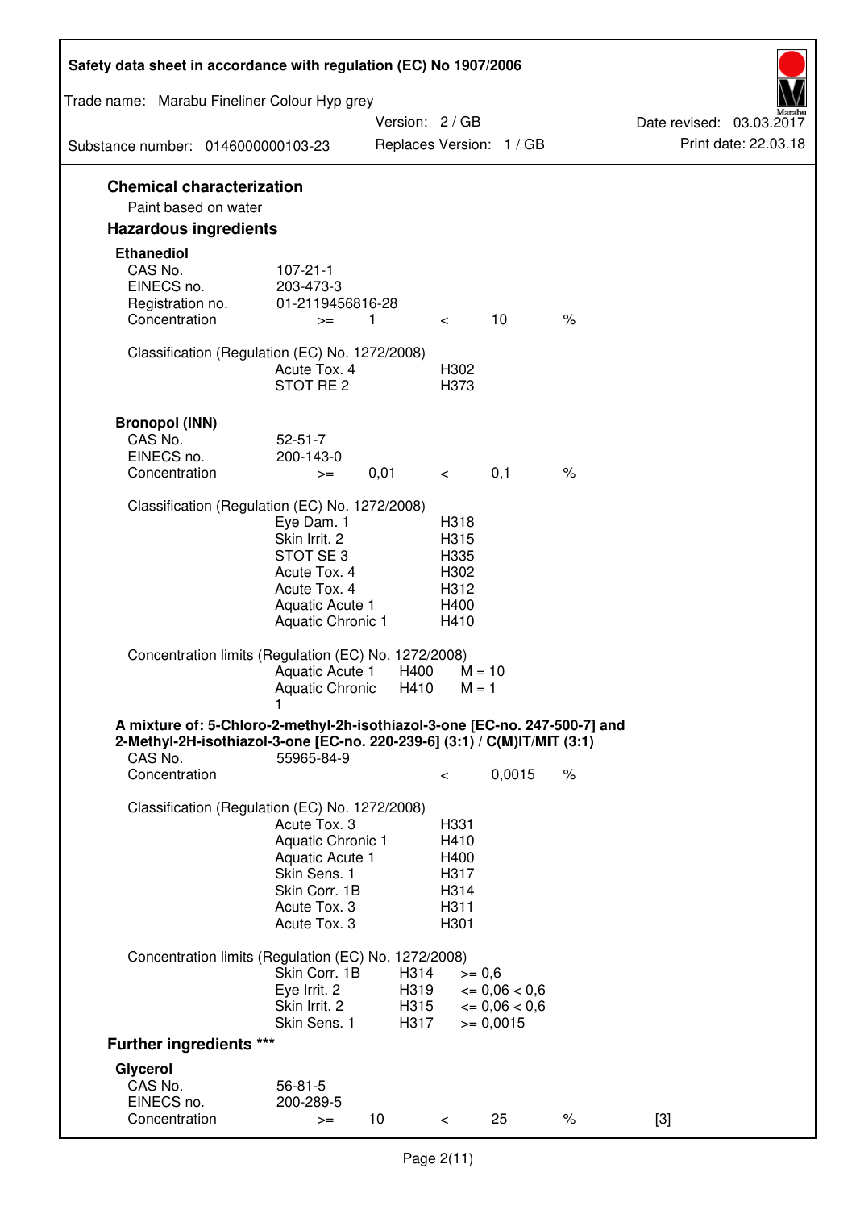## Chemical characterization

Paint based on water

## Hazardous ingredients

### Ethanediol

| | | | | | |
|---|---|---|---|---|---|
| CAS No. | 107-21-1 | | | | |
| EINECS no. | 203-473-3 | | | | |
| Registration no. | 01-2119456816-28 | | | | |
| Concentration | >= | 1 | < | 10 | % |

Classification (Regulation (EC) No. 1272/2008)

| | |
|---|---|
| Acute Tox. 4 | H302 |
| STOT RE 2 | H373 |

### Bronopol (INN)

| | | | | | |
|---|---|---|---|---|---|
| CAS No. | 52-51-7 | | | | |
| EINECS no. | 200-143-0 | | | | |
| Concentration | >= | 0,01 | < | 0,1 | % |

Classification (Regulation (EC) No. 1272/2008)

| | |
|---|---|
| Eye Dam. 1 | H318 |
| Skin Irrit. 2 | H315 |
| STOT SE 3 | H335 |
| Acute Tox. 4 | H302 |
| Acute Tox. 4 | H312 |
| Aquatic Acute 1 | H400 |
| Aquatic Chronic 1 | H410 |

Concentration limits (Regulation (EC) No. 1272/2008)

| | | |
|---|---|---|
| Aquatic Acute 1 | H400 | M = 10 |
| Aquatic Chronic 1 | H410 | M = 1 |

### A mixture of: 5-Chloro-2-methyl-2h-isothiazol-3-one [EC-no. 247-500-7] and 2-Methyl-2H-isothiazol-3-one [EC-no. 220-239-6] (3:1) / C(M)IT/MIT (3:1)

| | | | | |
|---|---|---|---|---|
| CAS No. | 55965-84-9 | | | |
| Concentration | | < | 0,0015 | % |

Classification (Regulation (EC) No. 1272/2008)

| | |
|---|---|
| Acute Tox. 3 | H331 |
| Aquatic Chronic 1 | H410 |
| Aquatic Acute 1 | H400 |
| Skin Sens. 1 | H317 |
| Skin Corr. 1B | H314 |
| Acute Tox. 3 | H311 |
| Acute Tox. 3 | H301 |

Concentration limits (Regulation (EC) No. 1272/2008)

| | | |
|---|---|---|
| Skin Corr. 1B | H314 | >= 0,6 |
| Eye Irrit. 2 | H319 | <= 0,06 < 0,6 |
| Skin Irrit. 2 | H315 | <= 0,06 < 0,6 |
| Skin Sens. 1 | H317 | >= 0,0015 |

## Further ingredients ***

### Glycerol

| | | | | | | |
|---|---|---|---|---|---|---|
| CAS No. | 56-81-5 | | | | | |
| EINECS no. | 200-289-5 | | | | | |
| Concentration | >= | 10 | < | 25 | % | [3] |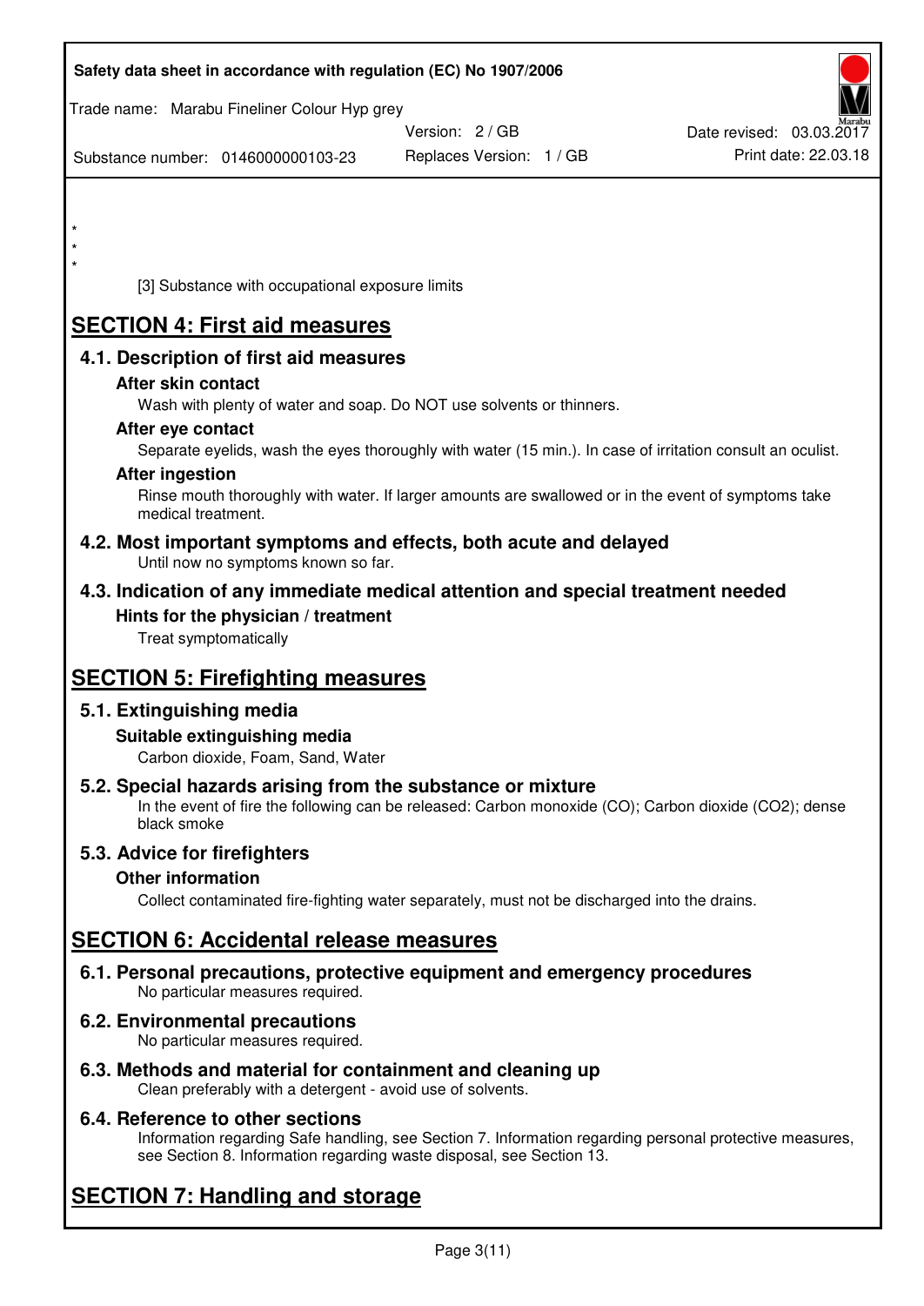\*
\*
\*

[3] Substance with occupational exposure limits

# SECTION 4: First aid measures

## 4.1. Description of first aid measures

### After skin contact

Wash with plenty of water and soap. Do NOT use solvents or thinners.

### After eye contact

Separate eyelids, wash the eyes thoroughly with water (15 min.). In case of irritation consult an oculist.

### After ingestion

Rinse mouth thoroughly with water. If larger amounts are swallowed or in the event of symptoms take medical treatment.

## 4.2. Most important symptoms and effects, both acute and delayed

Until now no symptoms known so far.

## 4.3. Indication of any immediate medical attention and special treatment needed

### Hints for the physician / treatment

Treat symptomatically

# SECTION 5: Firefighting measures

## 5.1. Extinguishing media

### Suitable extinguishing media

Carbon dioxide, Foam, Sand, Water

## 5.2. Special hazards arising from the substance or mixture

In the event of fire the following can be released: Carbon monoxide (CO); Carbon dioxide ($CO_2$); dense black smoke

## 5.3. Advice for firefighters

### Other information

Collect contaminated fire-fighting water separately, must not be discharged into the drains.

# SECTION 6: Accidental release measures

## 6.1. Personal precautions, protective equipment and emergency procedures

No particular measures required.

## 6.2. Environmental precautions

No particular measures required.

## 6.3. Methods and material for containment and cleaning up

Clean preferably with a detergent - avoid use of solvents.

## 6.4. Reference to other sections

Information regarding Safe handling, see Section 7. Information regarding personal protective measures, see Section 8. Information regarding waste disposal, see Section 13.

# SECTION 7: Handling and storage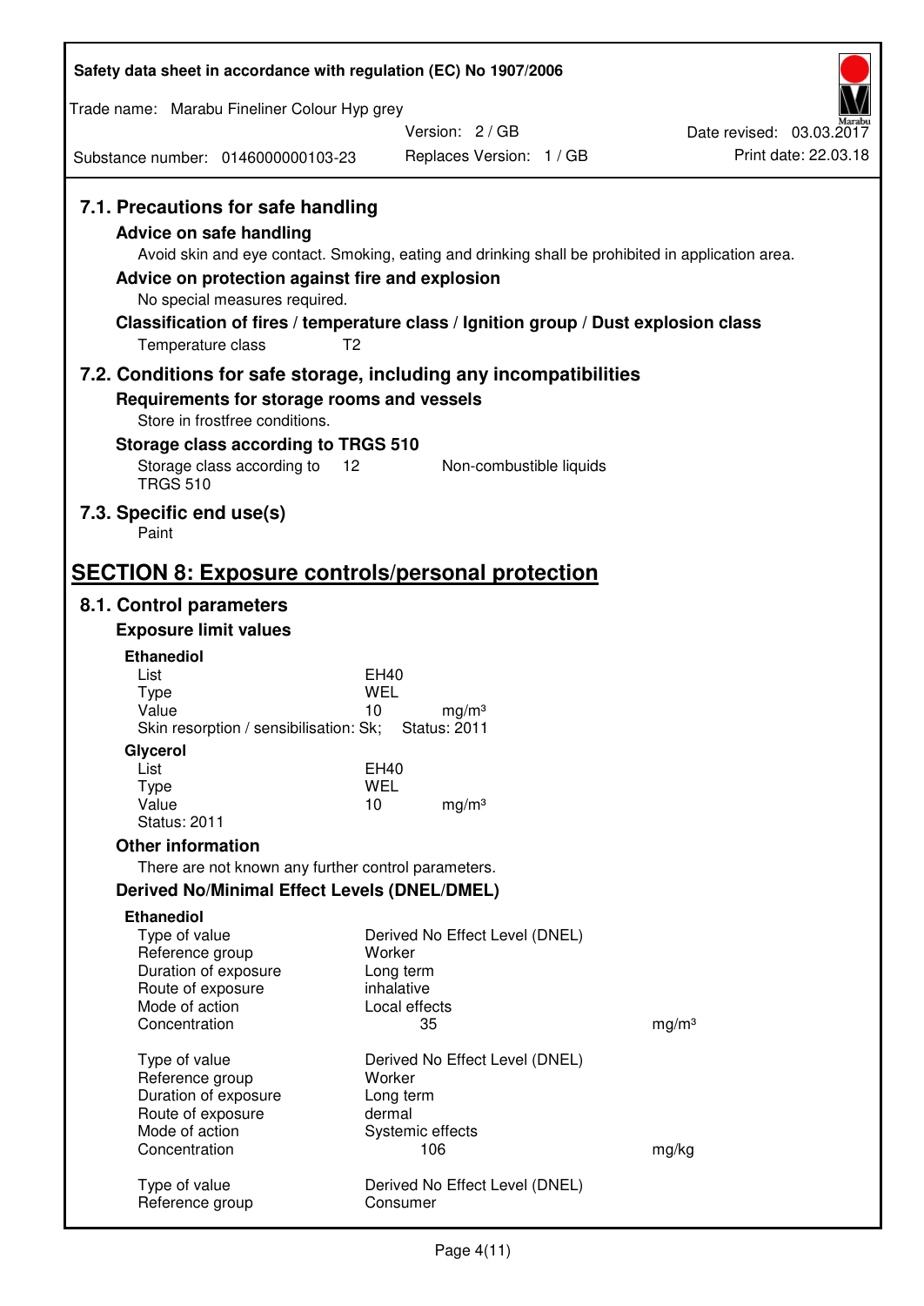### 7.1. Precautions for safe handling

**Advice on safe handling**

Avoid skin and eye contact. Smoking, eating and drinking shall be prohibited in application area.

**Advice on protection against fire and explosion**

No special measures required.

**Classification of fires / temperature class / Ignition group / Dust explosion class**

Temperature class T2

### 7.2. Conditions for safe storage, including any incompatibilities

**Requirements for storage rooms and vessels**

Store in frostfree conditions.

**Storage class according to TRGS 510**

Storage class according to TRGS 510 | 12 | Non-combustible liquids

### 7.3. Specific end use(s)

Paint

## SECTION 8: Exposure controls/personal protection

### 8.1. Control parameters

**Exposure limit values**

**Ethanediol**

| | | |
|---|---|---|
| List | EH40 | |
| Type | WEL | |
| Value | 10 | mg/m³ |

Skin resorption / sensibilisation: Sk; Status: 2011

**Glycerol**

| | | |
|---|---|---|
| List | EH40 | |
| Type | WEL | |
| Value | 10 | mg/m³ |

Status: 2011

**Other information**

There are not known any further control parameters.

**Derived No/Minimal Effect Levels (DNEL/DMEL)**

**Ethanediol**

| | | |
|---|---|---|
| Type of value | Derived No Effect Level (DNEL) | |
| Reference group | Worker | |
| Duration of exposure | Long term | |
| Route of exposure | inhalative | |
| Mode of action | Local effects | |
| Concentration | 35 | mg/m³ |

| | | |
|---|---|---|
| Type of value | Derived No Effect Level (DNEL) | |
| Reference group | Worker | |
| Duration of exposure | Long term | |
| Route of exposure | dermal | |
| Mode of action | Systemic effects | |
| Concentration | 106 | mg/kg |

| | |
|---|---|
| Type of value | Derived No Effect Level (DNEL) |
| Reference group | Consumer |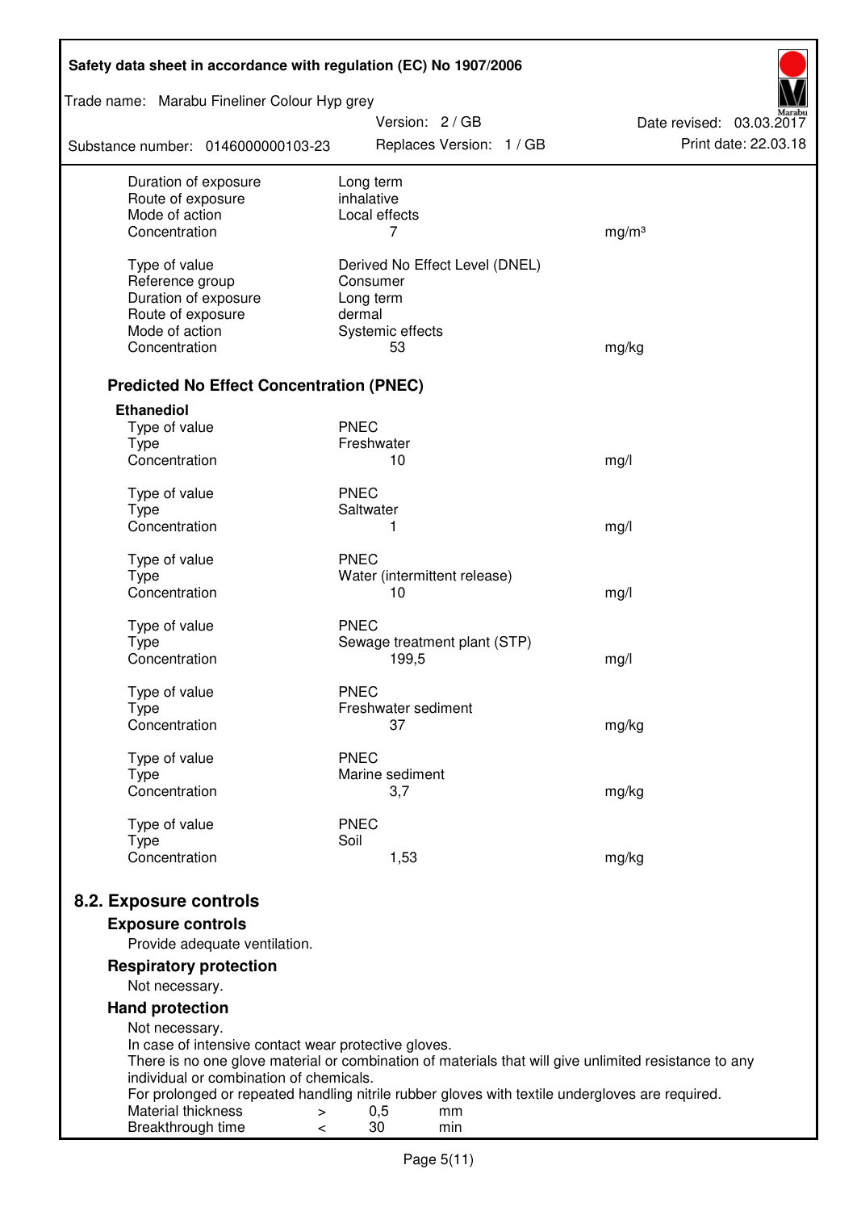| | | |
|---|---|---|
| Duration of exposure | Long term | |
| Route of exposure | inhalative | |
| Mode of action | Local effects | |
| Concentration | 7 | mg/m³ |
| | | |
| Type of value | Derived No Effect Level (DNEL) | |
| Reference group | Consumer | |
| Duration of exposure | Long term | |
| Route of exposure | dermal | |
| Mode of action | Systemic effects | |
| Concentration | 53 | mg/kg |

### Predicted No Effect Concentration (PNEC)

**Ethanediol**

| | | |
|---|---|---|
| Type of value | PNEC | |
| Type | Freshwater | |
| Concentration | 10 | mg/l |
| | | |
| Type of value | PNEC | |
| Type | Saltwater | |
| Concentration | 1 | mg/l |
| | | |
| Type of value | PNEC | |
| Type | Water (intermittent release) | |
| Concentration | 10 | mg/l |
| | | |
| Type of value | PNEC | |
| Type | Sewage treatment plant (STP) | |
| Concentration | 199,5 | mg/l |
| | | |
| Type of value | PNEC | |
| Type | Freshwater sediment | |
| Concentration | 37 | mg/kg |
| | | |
| Type of value | PNEC | |
| Type | Marine sediment | |
| Concentration | 3,7 | mg/kg |
| | | |
| Type of value | PNEC | |
| Type | Soil | |
| Concentration | 1,53 | mg/kg |

## 8.2. Exposure controls

### Exposure controls

Provide adequate ventilation.

### Respiratory protection

Not necessary.

### Hand protection

Not necessary.
In case of intensive contact wear protective gloves.
There is no one glove material or combination of materials that will give unlimited resistance to any individual or combination of chemicals.
For prolonged or repeated handling nitrile rubber gloves with textile undergloves are required.

| | | | |
|---|---|---|---|
| Material thickness | > | 0,5 | mm |
| Breakthrough time | < | 30 | min |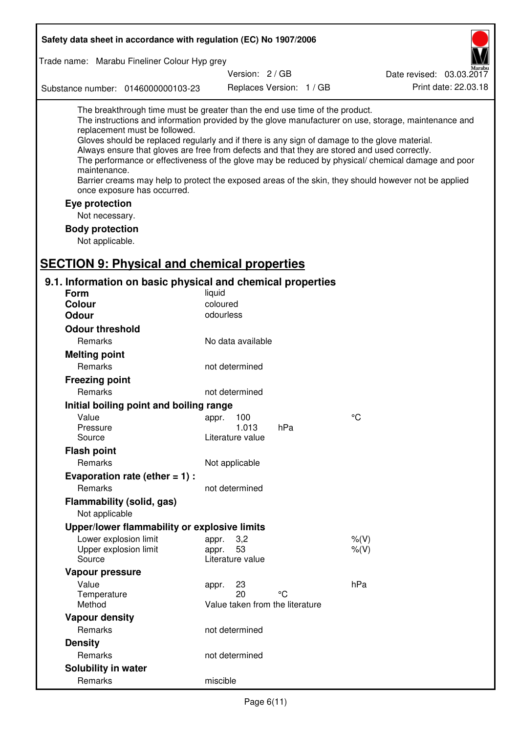The breakthrough time must be greater than the end use time of the product.
The instructions and information provided by the glove manufacturer on use, storage, maintenance and replacement must be followed.
Gloves should be replaced regularly and if there is any sign of damage to the glove material.
Always ensure that gloves are free from defects and that they are stored and used correctly.
The performance or effectiveness of the glove may be reduced by physical/ chemical damage and poor maintenance.
Barrier creams may help to protect the exposed areas of the skin, they should however not be applied once exposure has occurred.

**Eye protection**

Not necessary.

**Body protection**

Not applicable.

## SECTION 9: Physical and chemical properties

### 9.1. Information on basic physical and chemical properties

| | | | |
|---|---|---|---|
| **Form** | liquid | | |
| **Colour** | coloured | | |
| **Odour** | odourless | | |
| **Odour threshold** | | | |
| Remarks | No data available | | |
| **Melting point** | | | |
| Remarks | not determined | | |
| **Freezing point** | | | |
| Remarks | not determined | | |
| **Initial boiling point and boiling range** | | | |
| Value | appr. 100 | | °C |
| Pressure | 1.013 | hPa | |
| Source | Literature value | | |
| **Flash point** | | | |
| Remarks | Not applicable | | |
| **Evaporation rate (ether = 1) :** | | | |
| Remarks | not determined | | |
| **Flammability (solid, gas)** | | | |
| Not applicable | | | |
| **Upper/lower flammability or explosive limits** | | | |
| Lower explosion limit | appr. 3,2 | | %(V) |
| Upper explosion limit | appr. 53 | | %(V) |
| Source | Literature value | | |
| **Vapour pressure** | | | |
| Value | appr. 23 | | hPa |
| Temperature | 20 | °C | |
| Method | Value taken from the literature | | |
| **Vapour density** | | | |
| Remarks | not determined | | |
| **Density** | | | |
| Remarks | not determined | | |
| **Solubility in water** | | | |
| Remarks | miscible | | |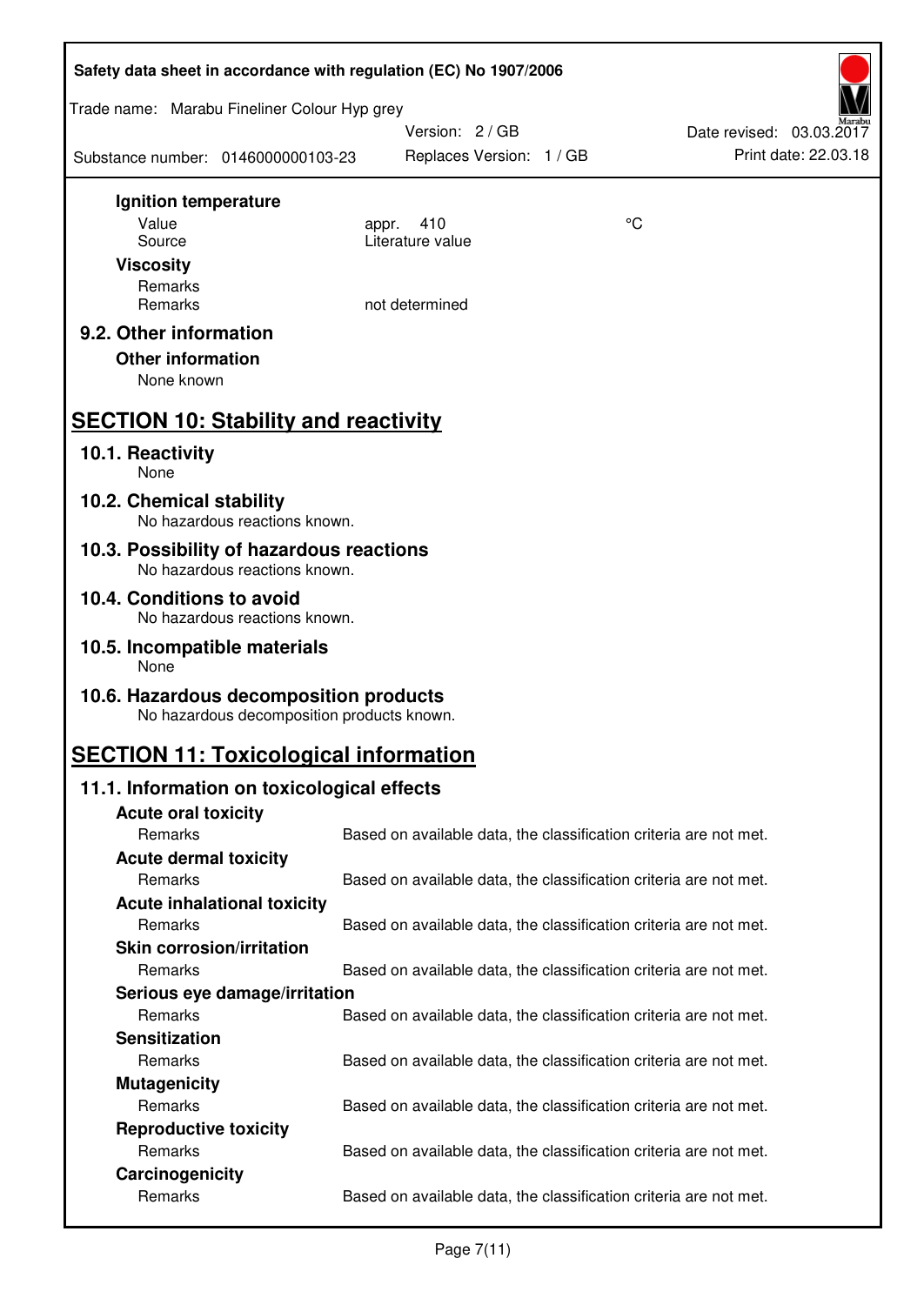**Ignition temperature**

| | | |
|---|---|---|
| Value | appr. 410 | °C |
| Source | Literature value | |

**Viscosity**

| | |
|---|---|
| Remarks | |
| Remarks | not determined |

## 9.2. Other information

**Other information**

None known

# SECTION 10: Stability and reactivity

## 10.1. Reactivity

None

## 10.2. Chemical stability

No hazardous reactions known.

## 10.3. Possibility of hazardous reactions

No hazardous reactions known.

## 10.4. Conditions to avoid

No hazardous reactions known.

## 10.5. Incompatible materials

None

## 10.6. Hazardous decomposition products

No hazardous decomposition products known.

# SECTION 11: Toxicological information

## 11.1. Information on toxicological effects

**Acute oral toxicity**

Remarks: Based on available data, the classification criteria are not met.

**Acute dermal toxicity**

Remarks: Based on available data, the classification criteria are not met.

**Acute inhalational toxicity**

Remarks: Based on available data, the classification criteria are not met.

**Skin corrosion/irritation**

Remarks: Based on available data, the classification criteria are not met.

**Serious eye damage/irritation**

Remarks: Based on available data, the classification criteria are not met.

**Sensitization**

Remarks: Based on available data, the classification criteria are not met.

**Mutagenicity**

Remarks: Based on available data, the classification criteria are not met.

**Reproductive toxicity**

Remarks: Based on available data, the classification criteria are not met.

**Carcinogenicity**

Remarks: Based on available data, the classification criteria are not met.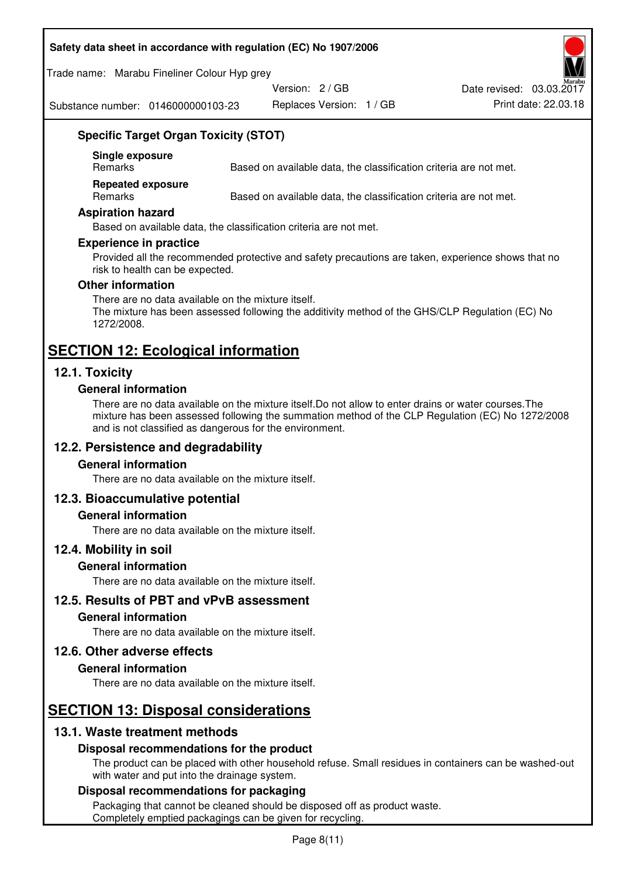### Specific Target Organ Toxicity (STOT)

**Single exposure**

| Remarks | Based on available data, the classification criteria are not met. |
|---|---|

**Repeated exposure**

| Remarks | Based on available data, the classification criteria are not met. |
|---|---|

### Aspiration hazard

Based on available data, the classification criteria are not met.

### Experience in practice

Provided all the recommended protective and safety precautions are taken, experience shows that no risk to health can be expected.

### Other information

There are no data available on the mixture itself.
The mixture has been assessed following the additivity method of the GHS/CLP Regulation (EC) No 1272/2008.

# SECTION 12: Ecological information

## 12.1. Toxicity

### General information

There are no data available on the mixture itself.Do not allow to enter drains or water courses.The mixture has been assessed following the summation method of the CLP Regulation (EC) No 1272/2008 and is not classified as dangerous for the environment.

## 12.2. Persistence and degradability

### General information

There are no data available on the mixture itself.

## 12.3. Bioaccumulative potential

### General information

There are no data available on the mixture itself.

## 12.4. Mobility in soil

### General information

There are no data available on the mixture itself.

## 12.5. Results of PBT and vPvB assessment

### General information

There are no data available on the mixture itself.

## 12.6. Other adverse effects

### General information

There are no data available on the mixture itself.

# SECTION 13: Disposal considerations

## 13.1. Waste treatment methods

### Disposal recommendations for the product

The product can be placed with other household refuse. Small residues in containers can be washed-out with water and put into the drainage system.

### Disposal recommendations for packaging

Packaging that cannot be cleaned should be disposed off as product waste.
Completely emptied packagings can be given for recycling.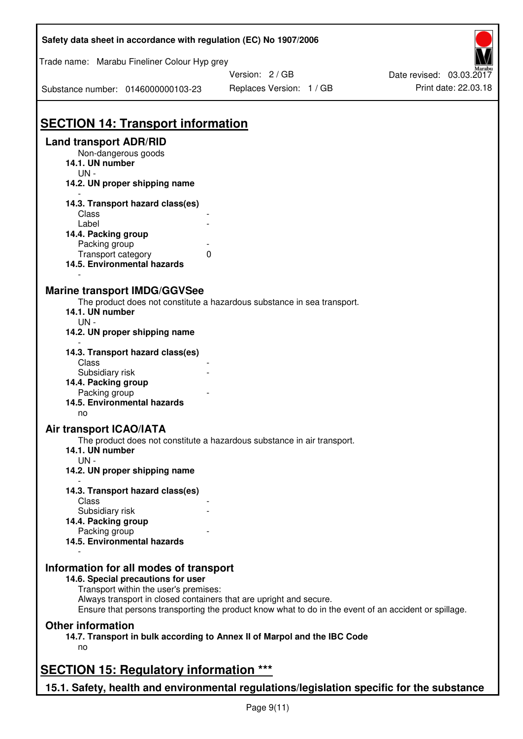# SECTION 14: Transport information

## Land transport ADR/RID

Non-dangerous goods

### 14.1. UN number

UN -

### 14.2. UN proper shipping name

-

### 14.3. Transport hazard class(es)

| | |
|---|---|
| Class | - |
| Label | - |

### 14.4. Packing group

| | |
|---|---|
| Packing group | - |
| Transport category | 0 |

### 14.5. Environmental hazards

-

## Marine transport IMDG/GGVSee

The product does not constitute a hazardous substance in sea transport.

### 14.1. UN number

UN -

### 14.2. UN proper shipping name

-

### 14.3. Transport hazard class(es)

| | |
|---|---|
| Class | - |
| Subsidiary risk | - |

### 14.4. Packing group

| | |
|---|---|
| Packing group | - |

### 14.5. Environmental hazards

no

## Air transport ICAO/IATA

The product does not constitute a hazardous substance in air transport.

### 14.1. UN number

UN -

### 14.2. UN proper shipping name

-

### 14.3. Transport hazard class(es)

| | |
|---|---|
| Class | - |
| Subsidiary risk | - |

### 14.4. Packing group

| | |
|---|---|
| Packing group | - |

### 14.5. Environmental hazards

-

## Information for all modes of transport

### 14.6. Special precautions for user

Transport within the user's premises:
Always transport in closed containers that are upright and secure.
Ensure that persons transporting the product know what to do in the event of an accident or spillage.

## Other information

### 14.7. Transport in bulk according to Annex II of Marpol and the IBC Code

no

# SECTION 15: Regulatory information ***

## 15.1. Safety, health and environmental regulations/legislation specific for the substance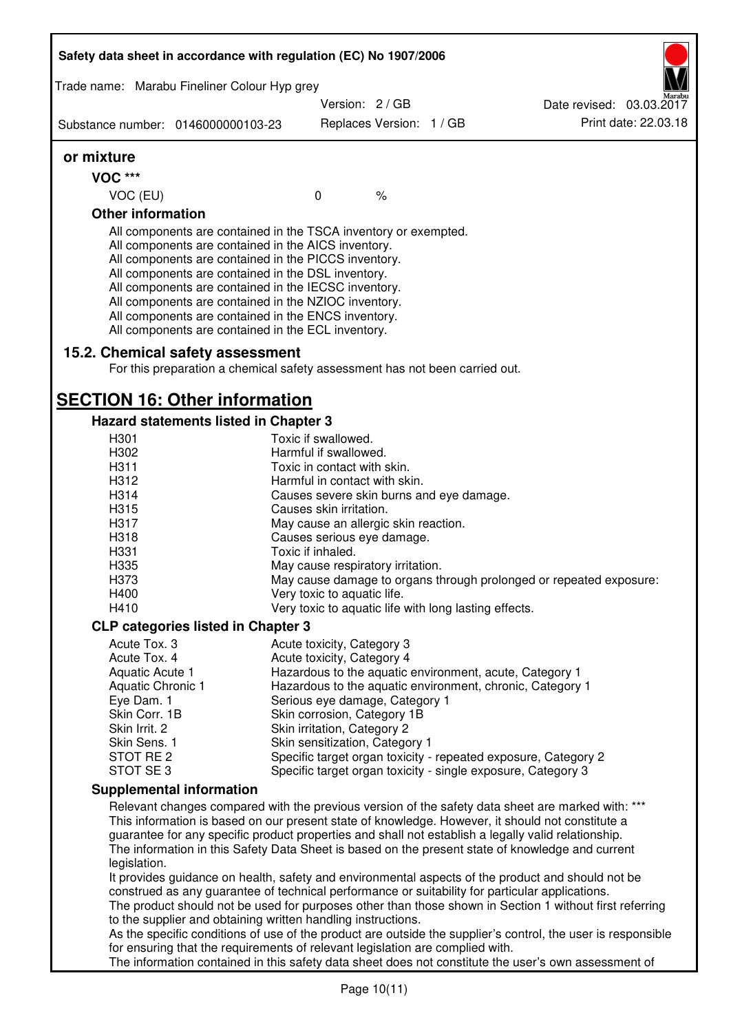**or mixture**

**VOC \*\*\***

| VOC (EU) | 0 | % |
|---|---|---|

**Other information**

All components are contained in the TSCA inventory or exempted.
All components are contained in the AICS inventory.
All components are contained in the PICCS inventory.
All components are contained in the DSL inventory.
All components are contained in the IECSC inventory.
All components are contained in the NZIOC inventory.
All components are contained in the ENCS inventory.
All components are contained in the ECL inventory.

## 15.2. Chemical safety assessment

For this preparation a chemical safety assessment has not been carried out.

# SECTION 16: Other information

### Hazard statements listed in Chapter 3

| | |
|---|---|
| H301 | Toxic if swallowed. |
| H302 | Harmful if swallowed. |
| H311 | Toxic in contact with skin. |
| H312 | Harmful in contact with skin. |
| H314 | Causes severe skin burns and eye damage. |
| H315 | Causes skin irritation. |
| H317 | May cause an allergic skin reaction. |
| H318 | Causes serious eye damage. |
| H331 | Toxic if inhaled. |
| H335 | May cause respiratory irritation. |
| H373 | May cause damage to organs through prolonged or repeated exposure: |
| H400 | Very toxic to aquatic life. |
| H410 | Very toxic to aquatic life with long lasting effects. |

### CLP categories listed in Chapter 3

| | |
|---|---|
| Acute Tox. 3 | Acute toxicity, Category 3 |
| Acute Tox. 4 | Acute toxicity, Category 4 |
| Aquatic Acute 1 | Hazardous to the aquatic environment, acute, Category 1 |
| Aquatic Chronic 1 | Hazardous to the aquatic environment, chronic, Category 1 |
| Eye Dam. 1 | Serious eye damage, Category 1 |
| Skin Corr. 1B | Skin corrosion, Category 1B |
| Skin Irrit. 2 | Skin irritation, Category 2 |
| Skin Sens. 1 | Skin sensitization, Category 1 |
| STOT RE 2 | Specific target organ toxicity - repeated exposure, Category 2 |
| STOT SE 3 | Specific target organ toxicity - single exposure, Category 3 |

### Supplemental information

Relevant changes compared with the previous version of the safety data sheet are marked with: \*\*\*
This information is based on our present state of knowledge. However, it should not constitute a guarantee for any specific product properties and shall not establish a legally valid relationship.
The information in this Safety Data Sheet is based on the present state of knowledge and current legislation.
It provides guidance on health, safety and environmental aspects of the product and should not be construed as any guarantee of technical performance or suitability for particular applications.
The product should not be used for purposes other than those shown in Section 1 without first referring to the supplier and obtaining written handling instructions.
As the specific conditions of use of the product are outside the supplier's control, the user is responsible for ensuring that the requirements of relevant legislation are complied with.
The information contained in this safety data sheet does not constitute the user's own assessment of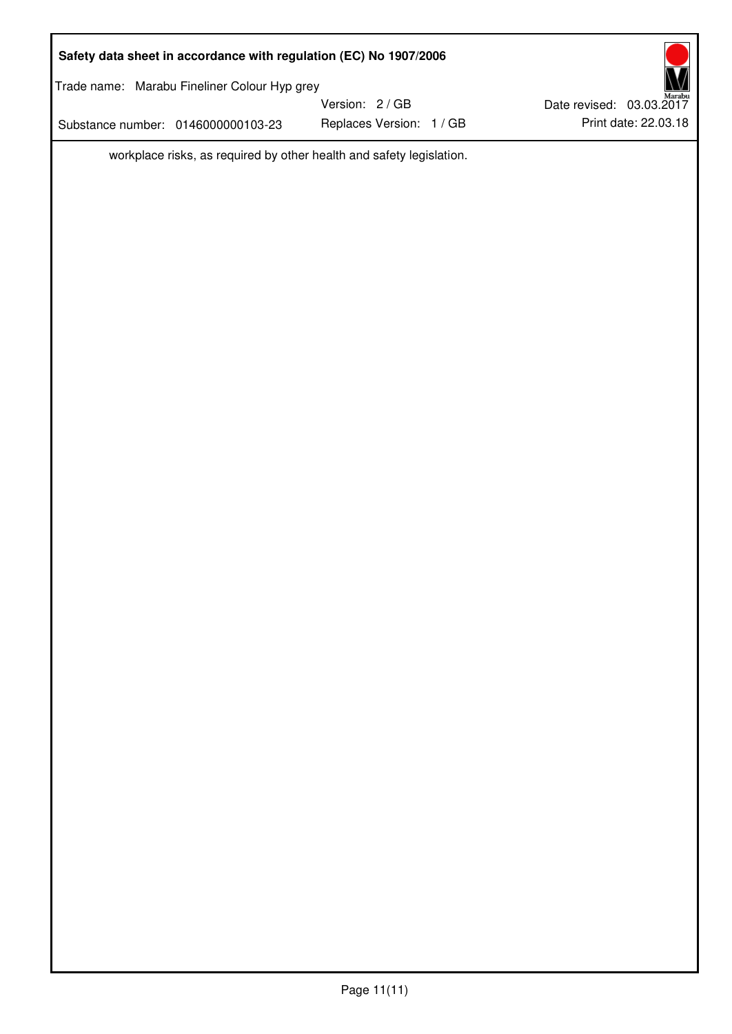workplace risks, as required by other health and safety legislation.